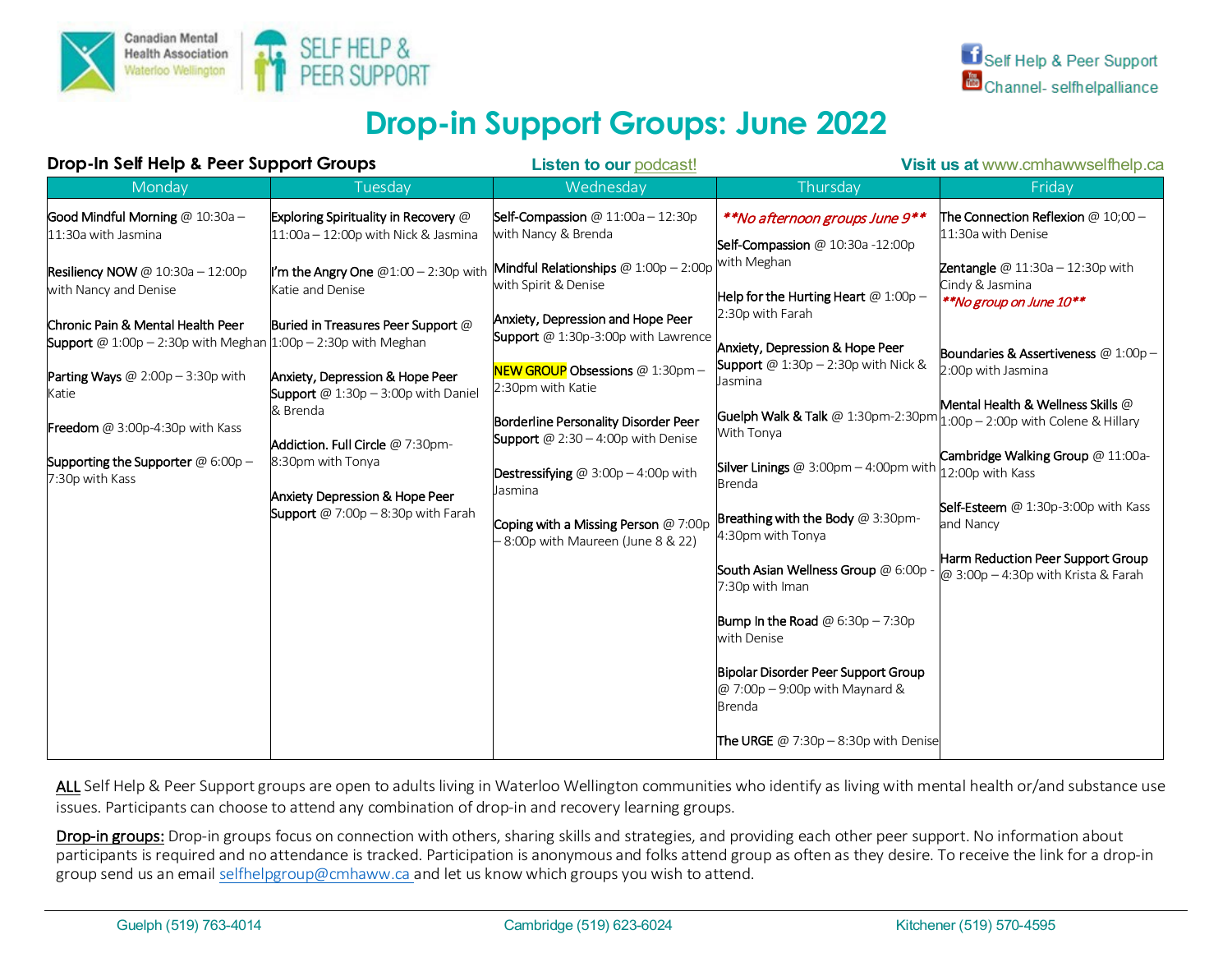Canadian Mental Health Association Waterloo Wellington

SELF HELP & PEER SUPPORT

Self Help & Peer Support
Channel- selfhelpalliance

# Drop-in Support Groups: June 2022

**Drop-In Self Help & Peer Support Groups** — **Listen to our** podcast! — **Visit us at** www.cmhawwselfhelp.ca

| Monday | Tuesday | Wednesday | Thursday | Friday |
|---|---|---|---|---|
| Good Mindful Morning @ 10:30a – 11:30a with Jasmina<br><br>Resiliency NOW @ 10:30a – 12:00p with Nancy and Denise<br><br>Chronic Pain & Mental Health Peer Support @ 1:00p – 2:30p with Meghan<br><br>Parting Ways @ 2:00p – 3:30p with Katie<br><br>Freedom @ 3:00p-4:30p with Kass<br><br>Supporting the Supporter @ 6:00p – 7:30p with Kass | Exploring Spirituality in Recovery @ 11:00a – 12:00p with Nick & Jasmina<br><br>I'm the Angry One @1:00 – 2:30p with Katie and Denise<br><br>Buried in Treasures Peer Support @ 1:00p – 2:30p with Meghan<br><br>Anxiety, Depression & Hope Peer Support @ 1:30p – 3:00p with Daniel & Brenda<br><br>Addiction. Full Circle @ 7:30pm-8:30pm with Tonya<br><br>Anxiety Depression & Hope Peer Support @ 7:00p – 8:30p with Farah | Self-Compassion @ 11:00a – 12:30p with Nancy & Brenda<br><br>Mindful Relationships @ 1:00p – 2:00p with Spirit & Denise<br><br>Anxiety, Depression and Hope Peer Support @ 1:30p-3:00p with Lawrence<br><br>NEW GROUP Obsessions @ 1:30pm – 2:30pm with Katie<br><br>Borderline Personality Disorder Peer Support @ 2:30 – 4:00p with Denise<br><br>Destressifying @ 3:00p – 4:00p with Jasmina<br><br>Coping with a Missing Person @ 7:00p – 8:00p with Maureen (June 8 & 22) | *\*\*No afternoon groups June 9\*\**<br><br>Self-Compassion @ 10:30a -12:00p with Meghan<br><br>Help for the Hurting Heart @ 1:00p – 2:30p with Farah<br><br>Anxiety, Depression & Hope Peer Support @ 1:30p – 2:30p with Nick & Jasmina<br><br>Guelph Walk & Talk @ 1:30pm-2:30pm With Tonya<br><br>Silver Linings @ 3:00pm – 4:00pm with Brenda<br><br>Breathing with the Body @ 3:30pm-4:30pm with Tonya<br><br>South Asian Wellness Group @ 6:00p - 7:30p with Iman<br><br>Bump In the Road @ 6:30p – 7:30p with Denise<br><br>Bipolar Disorder Peer Support Group @ 7:00p – 9:00p with Maynard & Brenda<br><br>The URGE @ 7:30p – 8:30p with Denise | The Connection Reflexion @ 10;00 – 11:30a with Denise<br><br>Zentangle @ 11:30a – 12:30p with Cindy & Jasmina<br>*\*\*No group on June 10\*\**<br><br>Boundaries & Assertiveness @ 1:00p – 2:00p with Jasmina<br><br>Mental Health & Wellness Skills @ 1:00p – 2:00p with Colene & Hillary<br><br>Cambridge Walking Group @ 11:00a-12:00p with Kass<br><br>Self-Esteem @ 1:30p-3:00p with Kass and Nancy<br><br>Harm Reduction Peer Support Group @ 3:00p – 4:30p with Krista & Farah |

**ALL** Self Help & Peer Support groups are open to adults living in Waterloo Wellington communities who identify as living with mental health or/and substance use issues. Participants can choose to attend any combination of drop-in and recovery learning groups.

**Drop-in groups:** Drop-in groups focus on connection with others, sharing skills and strategies, and providing each other peer support. No information about participants is required and no attendance is tracked. Participation is anonymous and folks attend group as often as they desire. To receive the link for a drop-in group send us an email selfhelpgroup@cmhaww.ca and let us know which groups you wish to attend.

Guelph (519) 763-4014 — Cambridge (519) 623-6024 — Kitchener (519) 570-4595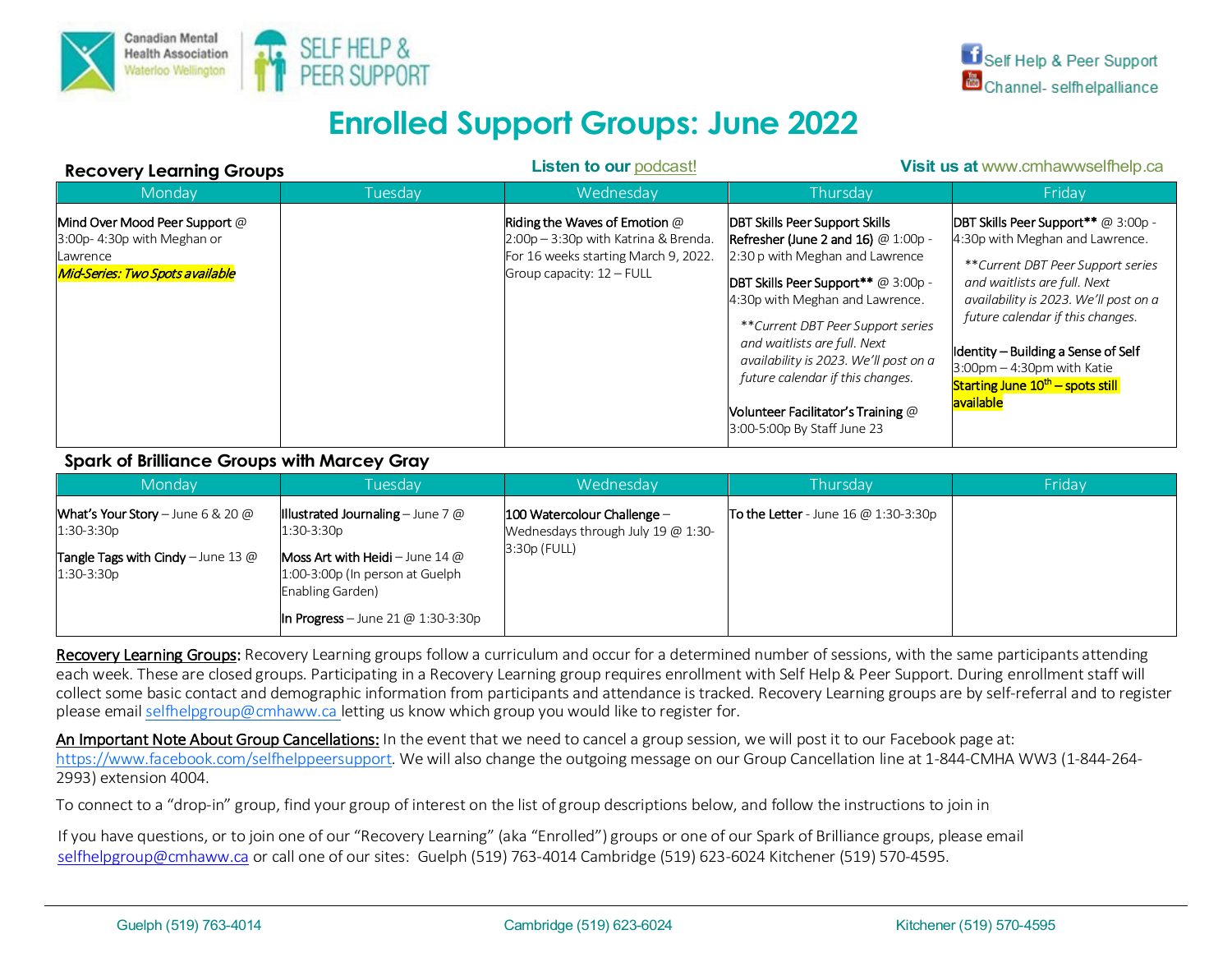Canadian Mental Health Association Waterloo Wellington | SELF HELP & PEER SUPPORT

Self Help & Peer Support
Channel- selfhelpalliance

# Enrolled Support Groups: June 2022

## Recovery Learning Groups

**Listen to our** podcast! **Visit us at** www.cmhawwselfhelp.ca

| Monday | Tuesday | Wednesday | Thursday | Friday |
|---|---|---|---|---|
| Mind Over Mood Peer Support @ 3:00p- 4:30p with Meghan or Lawrence<br>*Mid-Series: Two Spots available* | | Riding the Waves of Emotion @ 2:00p – 3:30p with Katrina & Brenda. For 16 weeks starting March 9, 2022. Group capacity: 12 – FULL | DBT Skills Peer Support Skills Refresher (June 2 and 16) @ 1:00p - 2:30 p with Meghan and Lawrence<br><br>DBT Skills Peer Support** @ 3:00p - 4:30p with Meghan and Lawrence.<br><br>***Current DBT Peer Support series and waitlists are full. Next availability is 2023. We'll post on a future calendar if this changes.*<br><br>Volunteer Facilitator's Training @ 3:00-5:00p By Staff June 23 | DBT Skills Peer Support** @ 3:00p - 4:30p with Meghan and Lawrence.<br><br>***Current DBT Peer Support series and waitlists are full. Next availability is 2023. We'll post on a future calendar if this changes.*<br><br>Identity – Building a Sense of Self 3:00pm – 4:30pm with Katie<br>Starting June 10th – spots still available |

## Spark of Brilliance Groups with Marcey Gray

| Monday | Tuesday | Wednesday | Thursday | Friday |
|---|---|---|---|---|
| What's Your Story – June 6 & 20 @ 1:30-3:30p<br><br>Tangle Tags with Cindy – June 13 @ 1:30-3:30p | Illustrated Journaling – June 7 @ 1:30-3:30p<br><br>Moss Art with Heidi – June 14 @ 1:00-3:00p (In person at Guelph Enabling Garden)<br><br>In Progress – June 21 @ 1:30-3:30p | 100 Watercolour Challenge – Wednesdays through July 19 @ 1:30-3:30p (FULL) | To the Letter - June 16 @ 1:30-3:30p | |

<u>Recovery Learning Groups:</u> Recovery Learning groups follow a curriculum and occur for a determined number of sessions, with the same participants attending each week. These are closed groups. Participating in a Recovery Learning group requires enrollment with Self Help & Peer Support. During enrollment staff will collect some basic contact and demographic information from participants and attendance is tracked. Recovery Learning groups are by self-referral and to register please email selfhelpgroup@cmhaww.ca letting us know which group you would like to register for.

<u>An Important Note About Group Cancellations:</u> In the event that we need to cancel a group session, we will post it to our Facebook page at: https://www.facebook.com/selfhelppeersupport. We will also change the outgoing message on our Group Cancellation line at 1-844-CMHA WW3 (1-844-264-2993) extension 4004.

To connect to a "drop-in" group, find your group of interest on the list of group descriptions below, and follow the instructions to join in

If you have questions, or to join one of our "Recovery Learning" (aka "Enrolled") groups or one of our Spark of Brilliance groups, please email selfhelpgroup@cmhaww.ca or call one of our sites: Guelph (519) 763-4014 Cambridge (519) 623-6024 Kitchener (519) 570-4595.

Guelph (519) 763-4014 Cambridge (519) 623-6024 Kitchener (519) 570-4595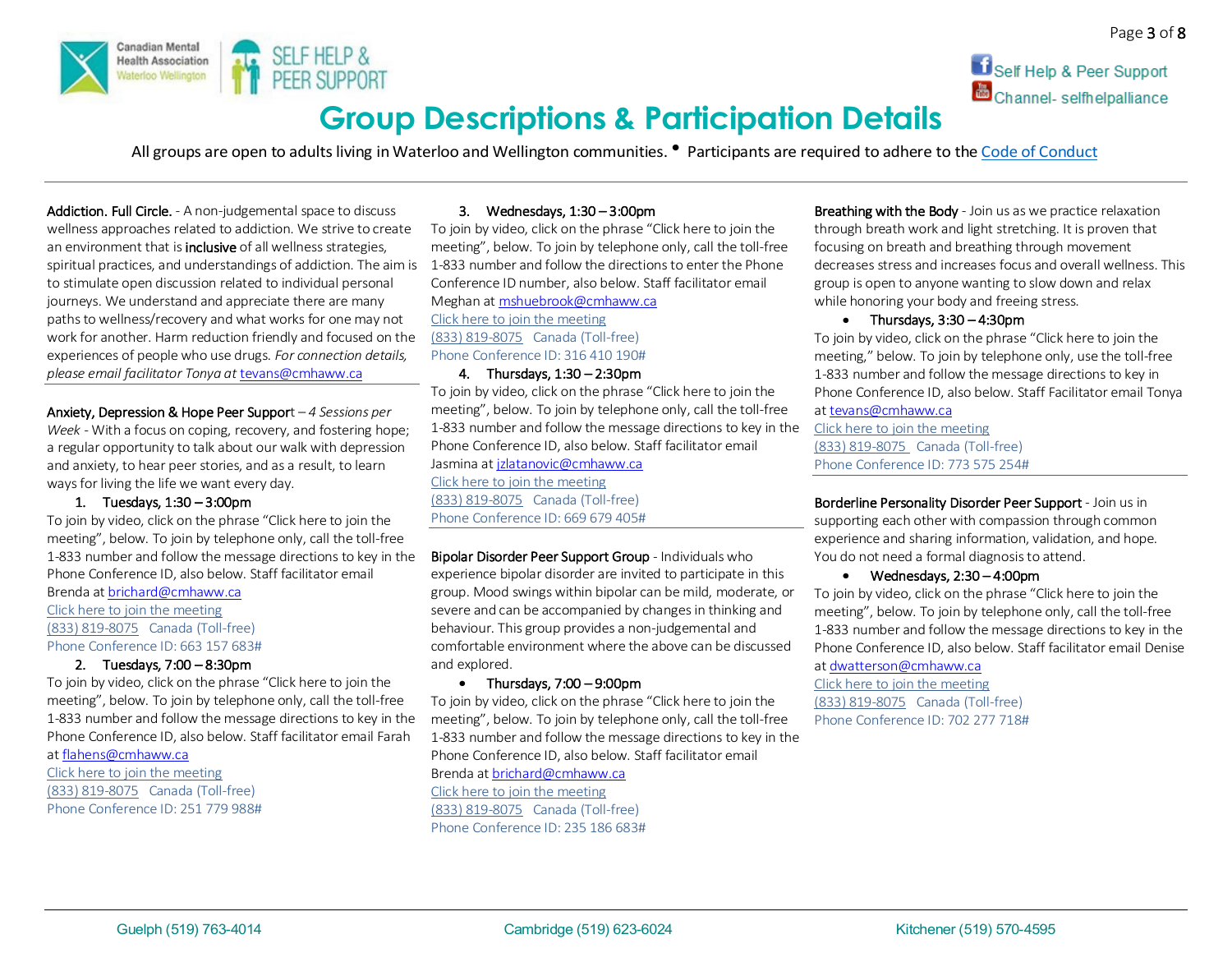# Group Descriptions & Participation Details

Self Help & Peer Support
Channel- selfhelpalliance

All groups are open to adults living in Waterloo and Wellington communities. • Participants are required to adhere to the Code of Conduct

**Addiction. Full Circle.** - A non-judgemental space to discuss wellness approaches related to addiction. We strive to create an environment that is inclusive of all wellness strategies, spiritual practices, and understandings of addiction. The aim is to stimulate open discussion related to individual personal journeys. We understand and appreciate there are many paths to wellness/recovery and what works for one may not work for another. Harm reduction friendly and focused on the experiences of people who use drugs. *For connection details, please email facilitator Tonya at* tevans@cmhaww.ca

**Anxiety, Depression & Hope Peer Support** – *4 Sessions per Week* - With a focus on coping, recovery, and fostering hope; a regular opportunity to talk about our walk with depression and anxiety, to hear peer stories, and as a result, to learn ways for living the life we want every day.

1. **Tuesdays, 1:30 – 3:00pm**
   To join by video, click on the phrase "Click here to join the meeting", below. To join by telephone only, call the toll-free 1-833 number and follow the message directions to key in the Phone Conference ID, also below. Staff facilitator email Brenda at brichard@cmhaww.ca
   Click here to join the meeting
   (833) 819-8075 Canada (Toll-free)
   Phone Conference ID: 663 157 683#
2. **Tuesdays, 7:00 – 8:30pm**
   To join by video, click on the phrase "Click here to join the meeting", below. To join by telephone only, call the toll-free 1-833 number and follow the message directions to key in the Phone Conference ID, also below. Staff facilitator email Farah at flahens@cmhaww.ca
   Click here to join the meeting
   (833) 819-8075 Canada (Toll-free)
   Phone Conference ID: 251 779 988#
3. **Wednesdays, 1:30 – 3:00pm**
   To join by video, click on the phrase "Click here to join the meeting", below. To join by telephone only, call the toll-free 1-833 number and follow the directions to enter the Phone Conference ID number, also below. Staff facilitator email Meghan at mshuebrook@cmhaww.ca
   Click here to join the meeting
   (833) 819-8075 Canada (Toll-free)
   Phone Conference ID: 316 410 190#
4. **Thursdays, 1:30 – 2:30pm**
   To join by video, click on the phrase "Click here to join the meeting", below. To join by telephone only, call the toll-free 1-833 number and follow the message directions to key in the Phone Conference ID, also below. Staff facilitator email Jasmina at jzlatanovic@cmhaww.ca
   Click here to join the meeting
   (833) 819-8075 Canada (Toll-free)
   Phone Conference ID: 669 679 405#

**Bipolar Disorder Peer Support Group** - Individuals who experience bipolar disorder are invited to participate in this group. Mood swings within bipolar can be mild, moderate, or severe and can be accompanied by changes in thinking and behaviour. This group provides a non-judgemental and comfortable environment where the above can be discussed and explored.

- **Thursdays, 7:00 – 9:00pm**
  To join by video, click on the phrase "Click here to join the meeting", below. To join by telephone only, call the toll-free 1-833 number and follow the message directions to key in the Phone Conference ID, also below. Staff facilitator email Brenda at brichard@cmhaww.ca
  Click here to join the meeting
  (833) 819-8075 Canada (Toll-free)
  Phone Conference ID: 235 186 683#

**Breathing with the Body** - Join us as we practice relaxation through breath work and light stretching. It is proven that focusing on breath and breathing through movement decreases stress and increases focus and overall wellness. This group is open to anyone wanting to slow down and relax while honoring your body and freeing stress.

- **Thursdays, 3:30 – 4:30pm**
  To join by video, click on the phrase "Click here to join the meeting," below. To join by telephone only, use the toll-free 1-833 number and follow the message directions to key in Phone Conference ID, also below. Staff Facilitator email Tonya at tevans@cmhaww.ca
  Click here to join the meeting
  (833) 819-8075 Canada (Toll-free)
  Phone Conference ID: 773 575 254#

**Borderline Personality Disorder Peer Support** - Join us in supporting each other with compassion through common experience and sharing information, validation, and hope. You do not need a formal diagnosis to attend.

- **Wednesdays, 2:30 – 4:00pm**
  To join by video, click on the phrase "Click here to join the meeting", below. To join by telephone only, call the toll-free 1-833 number and follow the message directions to key in the Phone Conference ID, also below. Staff facilitator email Denise at dwatterson@cmhaww.ca
  Click here to join the meeting
  (833) 819-8075 Canada (Toll-free)
  Phone Conference ID: 702 277 718#

Guelph (519) 763-4014 Cambridge (519) 623-6024 Kitchener (519) 570-4595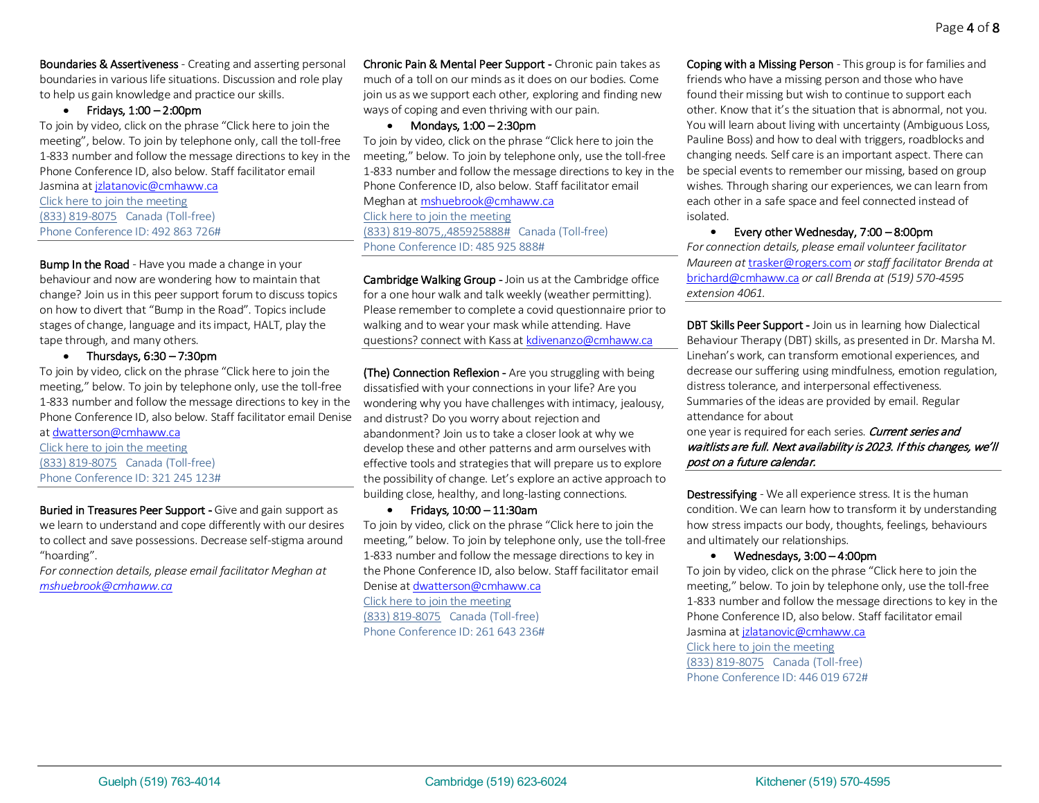**Boundaries & Assertiveness** - Creating and asserting personal boundaries in various life situations. Discussion and role play to help us gain knowledge and practice our skills.

- **Fridays, 1:00 – 2:00pm**

To join by video, click on the phrase “Click here to join the meeting”, below. To join by telephone only, call the toll-free 1-833 number and follow the message directions to key in the Phone Conference ID, also below. Staff facilitator email Jasmina at jzlatanovic@cmhaww.ca
Click here to join the meeting
(833) 819-8075 Canada (Toll-free)
Phone Conference ID: 492 863 726#

---

**Bump In the Road** - Have you made a change in your behaviour and now are wondering how to maintain that change? Join us in this peer support forum to discuss topics on how to divert that “Bump in the Road”. Topics include stages of change, language and its impact, HALT, play the tape through, and many others.

- **Thursdays, 6:30 – 7:30pm**

To join by video, click on the phrase “Click here to join the meeting,” below. To join by telephone only, use the toll-free 1-833 number and follow the message directions to key in the Phone Conference ID, also below. Staff facilitator email Denise at dwatterson@cmhaww.ca
Click here to join the meeting
(833) 819-8075 Canada (Toll-free)
Phone Conference ID: 321 245 123#

---

**Buried in Treasures Peer Support -** Give and gain support as we learn to understand and cope differently with our desires to collect and save possessions. Decrease self-stigma around “hoarding”.
*For connection details, please email facilitator Meghan at mshuebrook@cmhaww.ca*

**Chronic Pain & Mental Peer Support -** Chronic pain takes as much of a toll on our minds as it does on our bodies. Come join us as we support each other, exploring and finding new ways of coping and even thriving with our pain.

- **Mondays, 1:00 – 2:30pm**

To join by video, click on the phrase “Click here to join the meeting,” below. To join by telephone only, use the toll-free 1-833 number and follow the message directions to key in the Phone Conference ID, also below. Staff facilitator email Meghan at mshuebrook@cmhaww.ca
Click here to join the meeting
(833) 819-8075,,485925888# Canada (Toll-free)
Phone Conference ID: 485 925 888#

---

**Cambridge Walking Group -** Join us at the Cambridge office for a one hour walk and talk weekly (weather permitting). Please remember to complete a covid questionnaire prior to walking and to wear your mask while attending. Have questions? connect with Kass at kdivenanzo@cmhaww.ca

---

**(The) Connection Reflexion -** Are you struggling with being dissatisfied with your connections in your life? Are you wondering why you have challenges with intimacy, jealousy, and distrust? Do you worry about rejection and abandonment? Join us to take a closer look at why we develop these and other patterns and arm ourselves with effective tools and strategies that will prepare us to explore the possibility of change. Let’s explore an active approach to building close, healthy, and long-lasting connections.

- **Fridays, 10:00 – 11:30am**

To join by video, click on the phrase “Click here to join the meeting,” below. To join by telephone only, use the toll-free 1-833 number and follow the message directions to key in the Phone Conference ID, also below. Staff facilitator email Denise at dwatterson@cmhaww.ca
Click here to join the meeting
(833) 819-8075 Canada (Toll-free)
Phone Conference ID: 261 643 236#

**Coping with a Missing Person** - This group is for families and friends who have a missing person and those who have found their missing but wish to continue to support each other. Know that it’s the situation that is abnormal, not you. You will learn about living with uncertainty (Ambiguous Loss, Pauline Boss) and how to deal with triggers, roadblocks and changing needs. Self care is an important aspect. There can be special events to remember our missing, based on group wishes. Through sharing our experiences, we can learn from each other in a safe space and feel connected instead of isolated.

- **Every other Wednesday, 7:00 – 8:00pm**

*For connection details, please email volunteer facilitator Maureen at trasker@rogers.com or staff facilitator Brenda at brichard@cmhaww.ca or call Brenda at (519) 570-4595 extension 4061.*

---

**DBT Skills Peer Support -** Join us in learning how Dialectical Behaviour Therapy (DBT) skills, as presented in Dr. Marsha M. Linehan’s work, can transform emotional experiences, and decrease our suffering using mindfulness, emotion regulation, distress tolerance, and interpersonal effectiveness. Summaries of the ideas are provided by email. Regular attendance for about one year is required for each series. ***Current series and waitlists are full. Next availability is 2023. If this changes, we’ll post on a future calendar.***

---

**Destressifying** - We all experience stress. It is the human condition. We can learn how to transform it by understanding how stress impacts our body, thoughts, feelings, behaviours and ultimately our relationships.

- **Wednesdays, 3:00 – 4:00pm**

To join by video, click on the phrase “Click here to join the meeting,” below. To join by telephone only, use the toll-free 1-833 number and follow the message directions to key in the Phone Conference ID, also below. Staff facilitator email Jasmina at jzlatanovic@cmhaww.ca
Click here to join the meeting
(833) 819-8075 Canada (Toll-free)
Phone Conference ID: 446 019 672#

Guelph (519) 763-4014 Cambridge (519) 623-6024 Kitchener (519) 570-4595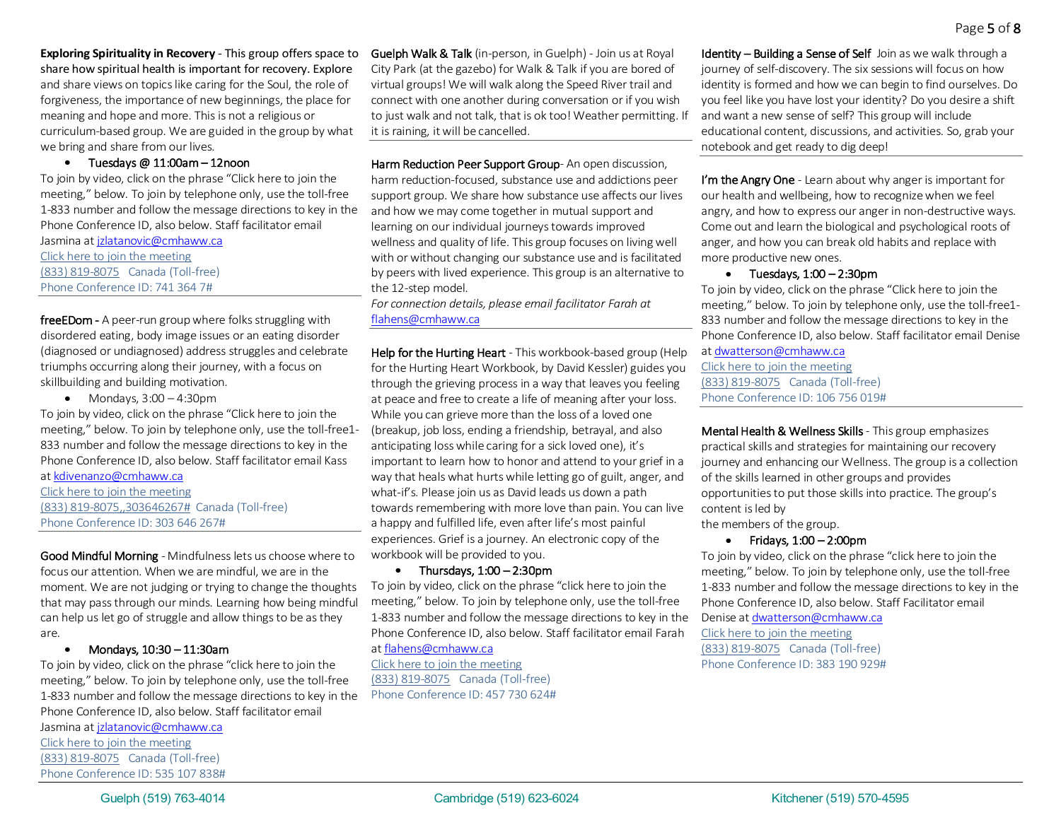**Exploring Spirituality in Recovery** - This group offers space to share how spiritual health is important for recovery. Explore and share views on topics like caring for the Soul, the role of forgiveness, the importance of new beginnings, the place for meaning and hope and more. This is not a religious or curriculum-based group. We are guided in the group by what we bring and share from our lives.

- Tuesdays @ 11:00am – 12noon

To join by video, click on the phrase "Click here to join the meeting," below. To join by telephone only, use the toll-free 1-833 number and follow the message directions to key in the Phone Conference ID, also below. Staff facilitator email Jasmina at jzlatanovic@cmhaww.ca
Click here to join the meeting
(833) 819-8075 Canada (Toll-free)
Phone Conference ID: 741 364 7#

**freeEDom -** A peer-run group where folks struggling with disordered eating, body image issues or an eating disorder (diagnosed or undiagnosed) address struggles and celebrate triumphs occurring along their journey, with a focus on skillbuilding and building motivation.

- Mondays, 3:00 – 4:30pm

To join by video, click on the phrase "Click here to join the meeting," below. To join by telephone only, use the toll-free1-833 number and follow the message directions to key in the Phone Conference ID, also below. Staff facilitator email Kass at kdivenanzo@cmhaww.ca
Click here to join the meeting
(833) 819-8075,,303646267# Canada (Toll-free)
Phone Conference ID: 303 646 267#

**Good Mindful Morning** - Mindfulness lets us choose where to focus our attention. When we are mindful, we are in the moment. We are not judging or trying to change the thoughts that may pass through our minds. Learning how being mindful can help us let go of struggle and allow things to be as they are.

- Mondays, 10:30 – 11:30am

To join by video, click on the phrase "click here to join the meeting," below. To join by telephone only, use the toll-free 1-833 number and follow the message directions to key in the Phone Conference ID, also below. Staff facilitator email Jasmina at jzlatanovic@cmhaww.ca
Click here to join the meeting
(833) 819-8075 Canada (Toll-free)
Phone Conference ID: 535 107 838#

**Guelph Walk & Talk** (in-person, in Guelph) - Join us at Royal City Park (at the gazebo) for Walk & Talk if you are bored of virtual groups! We will walk along the Speed River trail and connect with one another during conversation or if you wish to just walk and not talk, that is ok too! Weather permitting. If it is raining, it will be cancelled.

**Harm Reduction Peer Support Group**- An open discussion, harm reduction-focused, substance use and addictions peer support group. We share how substance use affects our lives and how we may come together in mutual support and learning on our individual journeys towards improved wellness and quality of life. This group focuses on living well with or without changing our substance use and is facilitated by peers with lived experience. This group is an alternative to the 12-step model.
*For connection details, please email facilitator Farah at* flahens@cmhaww.ca

**Help for the Hurting Heart** - This workbook-based group (Help for the Hurting Heart Workbook, by David Kessler) guides you through the grieving process in a way that leaves you feeling at peace and free to create a life of meaning after your loss. While you can grieve more than the loss of a loved one (breakup, job loss, ending a friendship, betrayal, and also anticipating loss while caring for a sick loved one), it's important to learn how to honor and attend to your grief in a way that heals what hurts while letting go of guilt, anger, and what-if's. Please join us as David leads us down a path towards remembering with more love than pain. You can live a happy and fulfilled life, even after life's most painful experiences. Grief is a journey. An electronic copy of the workbook will be provided to you.

- Thursdays, 1:00 – 2:30pm

To join by video, click on the phrase "click here to join the meeting," below. To join by telephone only, use the toll-free 1-833 number and follow the message directions to key in the Phone Conference ID, also below. Staff facilitator email Farah at flahens@cmhaww.ca
Click here to join the meeting
(833) 819-8075 Canada (Toll-free)
Phone Conference ID: 457 730 624#

**Identity – Building a Sense of Self** Join as we walk through a journey of self-discovery. The six sessions will focus on how identity is formed and how we can begin to find ourselves. Do you feel like you have lost your identity? Do you desire a shift and want a new sense of self? This group will include educational content, discussions, and activities. So, grab your notebook and get ready to dig deep!

**I'm the Angry One** - Learn about why anger is important for our health and wellbeing, how to recognize when we feel angry, and how to express our anger in non-destructive ways. Come out and learn the biological and psychological roots of anger, and how you can break old habits and replace with more productive new ones.

- Tuesdays, 1:00 – 2:30pm

To join by video, click on the phrase "Click here to join the meeting," below. To join by telephone only, use the toll-free1-833 number and follow the message directions to key in the Phone Conference ID, also below. Staff facilitator email Denise at dwatterson@cmhaww.ca
Click here to join the meeting
(833) 819-8075 Canada (Toll-free)
Phone Conference ID: 106 756 019#

**Mental Health & Wellness Skills** - This group emphasizes practical skills and strategies for maintaining our recovery journey and enhancing our Wellness. The group is a collection of the skills learned in other groups and provides opportunities to put those skills into practice. The group's content is led by
the members of the group.

- Fridays, 1:00 – 2:00pm

To join by video, click on the phrase "click here to join the meeting," below. To join by telephone only, use the toll-free 1-833 number and follow the message directions to key in the Phone Conference ID, also below. Staff Facilitator email Denise at dwatterson@cmhaww.ca
Click here to join the meeting
(833) 819-8075 Canada (Toll-free)
Phone Conference ID: 383 190 929#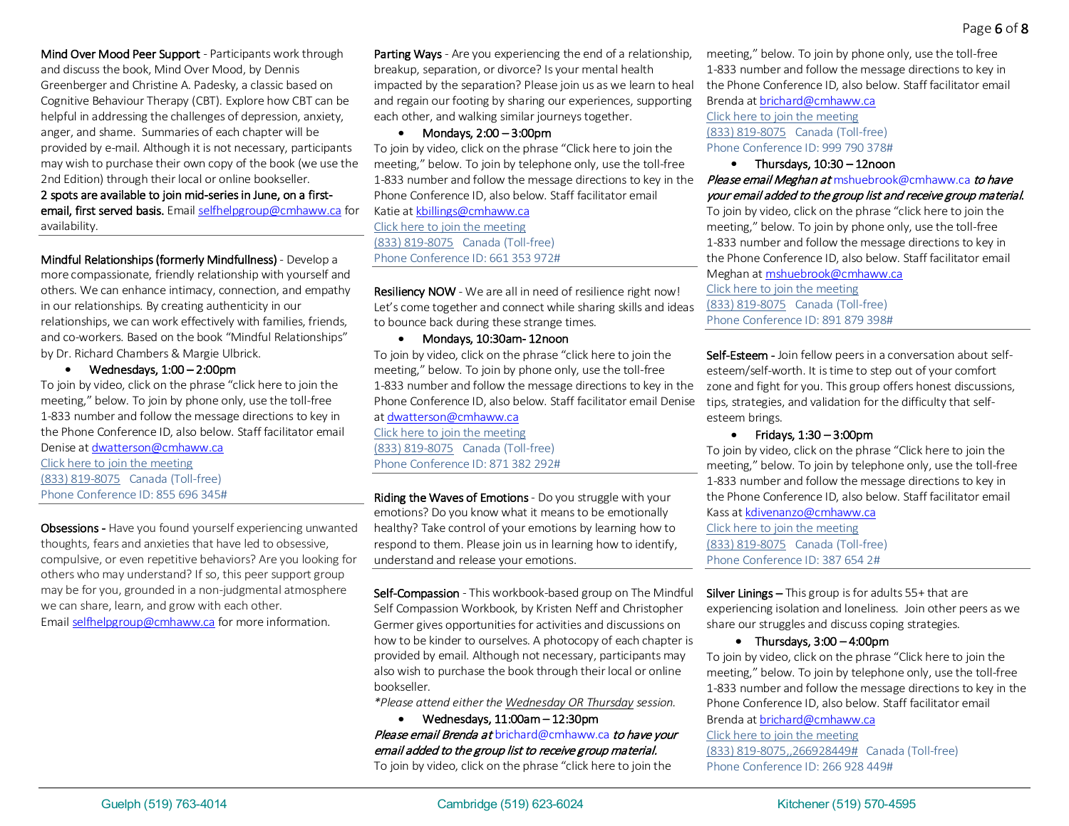**Mind Over Mood Peer Support** - Participants work through and discuss the book, Mind Over Mood, by Dennis Greenberger and Christine A. Padesky, a classic based on Cognitive Behaviour Therapy (CBT). Explore how CBT can be helpful in addressing the challenges of depression, anxiety, anger, and shame. Summaries of each chapter will be provided by e-mail. Although it is not necessary, participants may wish to purchase their own copy of the book (we use the 2nd Edition) through their local or online bookseller.
**2 spots are available to join mid-series in June, on a first-email, first served basis.** Email selfhelpgroup@cmhaww.ca for availability.

---

**Mindful Relationships (formerly Mindfullness)** - Develop a more compassionate, friendly relationship with yourself and others. We can enhance intimacy, connection, and empathy in our relationships. By creating authenticity in our relationships, we can work effectively with families, friends, and co-workers. Based on the book "Mindful Relationships" by Dr. Richard Chambers & Margie Ulbrick.

- Wednesdays, 1:00 – 2:00pm

To join by video, click on the phrase "click here to join the meeting," below. To join by phone only, use the toll-free 1-833 number and follow the message directions to key in the Phone Conference ID, also below. Staff facilitator email Denise at dwatterson@cmhaww.ca
Click here to join the meeting
(833) 819-8075 Canada (Toll-free)
Phone Conference ID: 855 696 345#

---

**Obsessions -** Have you found yourself experiencing unwanted thoughts, fears and anxieties that have led to obsessive, compulsive, or even repetitive behaviors? Are you looking for others who may understand? If so, this peer support group may be for you, grounded in a non-judgmental atmosphere we can share, learn, and grow with each other.
Email selfhelpgroup@cmhaww.ca for more information.

---

**Parting Ways** - Are you experiencing the end of a relationship, breakup, separation, or divorce? Is your mental health impacted by the separation? Please join us as we learn to heal and regain our footing by sharing our experiences, supporting each other, and walking similar journeys together.

- Mondays, 2:00 – 3:00pm

To join by video, click on the phrase "Click here to join the meeting," below. To join by telephone only, use the toll-free 1-833 number and follow the message directions to key in the Phone Conference ID, also below. Staff facilitator email Katie at kbillings@cmhaww.ca
Click here to join the meeting
(833) 819-8075 Canada (Toll-free)
Phone Conference ID: 661 353 972#

---

**Resiliency NOW** - We are all in need of resilience right now! Let's come together and connect while sharing skills and ideas to bounce back during these strange times.

- Mondays, 10:30am- 12noon

To join by video, click on the phrase "click here to join the meeting," below. To join by phone only, use the toll-free 1-833 number and follow the message directions to key in the Phone Conference ID, also below. Staff facilitator email Denise at dwatterson@cmhaww.ca
Click here to join the meeting
(833) 819-8075 Canada (Toll-free)
Phone Conference ID: 871 382 292#

---

**Riding the Waves of Emotions** - Do you struggle with your emotions? Do you know what it means to be emotionally healthy? Take control of your emotions by learning how to respond to them. Please join us in learning how to identify, understand and release your emotions.

---

**Self-Compassion** - This workbook-based group on The Mindful Self Compassion Workbook, by Kristen Neff and Christopher Germer gives opportunities for activities and discussions on how to be kinder to ourselves. A photocopy of each chapter is provided by email. Although not necessary, participants may also wish to purchase the book through their local or online bookseller.
*\*Please attend either the Wednesday OR Thursday session.*

- Wednesdays, 11:00am – 12:30pm

***Please email Brenda at*** brichard@cmhaww.ca ***to have your email added to the group list to receive group material.***
To join by video, click on the phrase "click here to join the meeting," below. To join by phone only, use the toll-free 1-833 number and follow the message directions to key in the Phone Conference ID, also below. Staff facilitator email Brenda at brichard@cmhaww.ca
Click here to join the meeting
(833) 819-8075 Canada (Toll-free)
Phone Conference ID: 999 790 378#

- Thursdays, 10:30 – 12noon

***Please email Meghan at*** mshuebrook@cmhaww.ca ***to have your email added to the group list and receive group material.***
To join by video, click on the phrase "click here to join the meeting," below. To join by phone only, use the toll-free 1-833 number and follow the message directions to key in the Phone Conference ID, also below. Staff facilitator email Meghan at mshuebrook@cmhaww.ca
Click here to join the meeting
(833) 819-8075 Canada (Toll-free)
Phone Conference ID: 891 879 398#

---

**Self-Esteem -** Join fellow peers in a conversation about self-esteem/self-worth. It is time to step out of your comfort zone and fight for you. This group offers honest discussions, tips, strategies, and validation for the difficulty that self-esteem brings.

- Fridays, 1:30 – 3:00pm

To join by video, click on the phrase "Click here to join the meeting," below. To join by telephone only, use the toll-free 1-833 number and follow the message directions to key in the Phone Conference ID, also below. Staff facilitator email Kass at kdivenanzo@cmhaww.ca
Click here to join the meeting
(833) 819-8075 Canada (Toll-free)
Phone Conference ID: 387 654 2#

---

**Silver Linings –** This group is for adults 55+ that are experiencing isolation and loneliness. Join other peers as we share our struggles and discuss coping strategies.

- Thursdays, 3:00 – 4:00pm

To join by video, click on the phrase "Click here to join the meeting," below. To join by telephone only, use the toll-free 1-833 number and follow the message directions to key in the Phone Conference ID, also below. Staff facilitator email Brenda at brichard@cmhaww.ca
Click here to join the meeting
(833) 819-8075,,266928449# Canada (Toll-free)
Phone Conference ID: 266 928 449#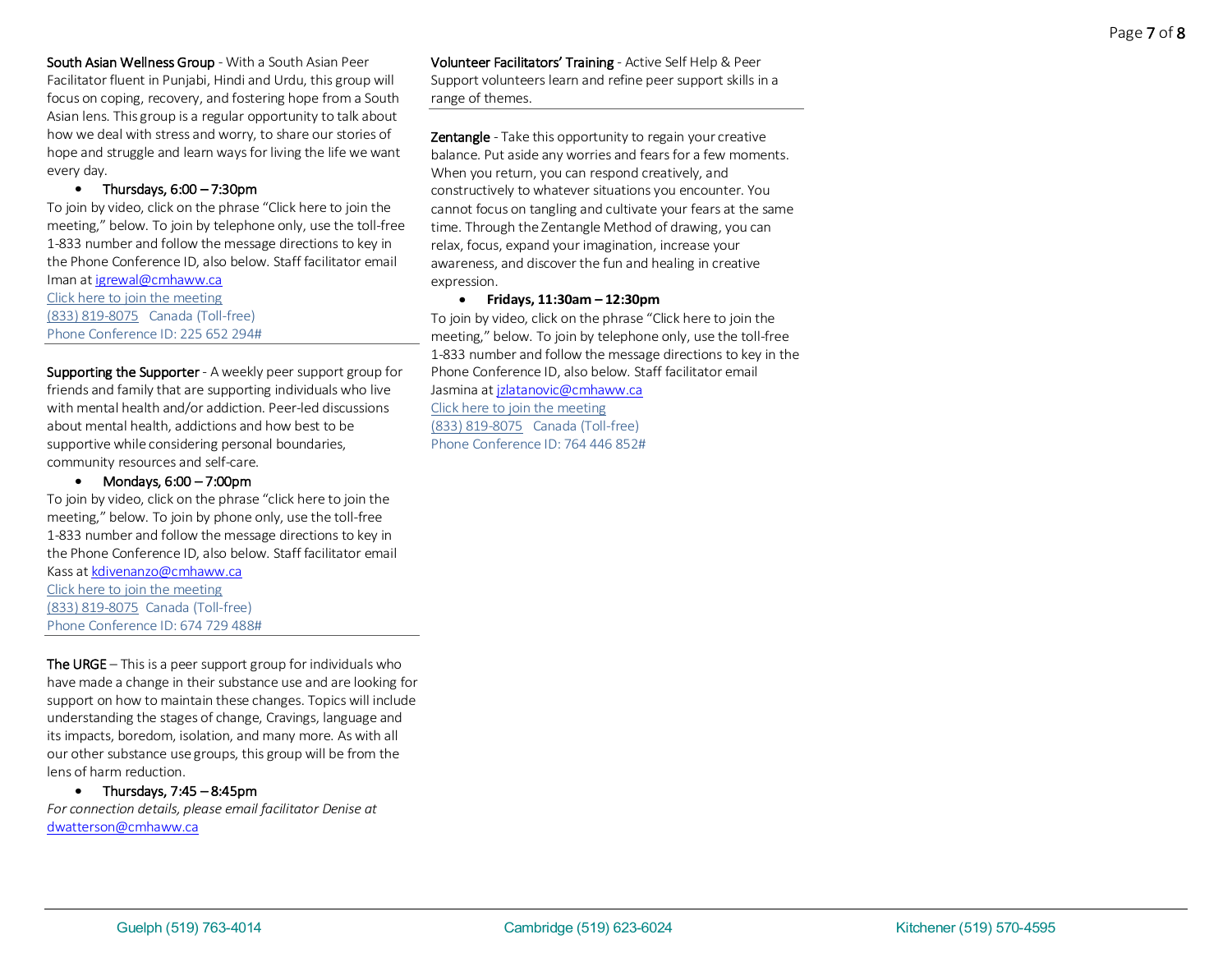South Asian Wellness Group - With a South Asian Peer Facilitator fluent in Punjabi, Hindi and Urdu, this group will focus on coping, recovery, and fostering hope from a South Asian lens. This group is a regular opportunity to talk about how we deal with stress and worry, to share our stories of hope and struggle and learn ways for living the life we want every day.

- Thursdays, 6:00 – 7:30pm

To join by video, click on the phrase "Click here to join the meeting," below. To join by telephone only, use the toll-free 1-833 number and follow the message directions to key in the Phone Conference ID, also below. Staff facilitator email Iman at igrewal@cmhaww.ca
Click here to join the meeting
(833) 819-8075 Canada (Toll-free)
Phone Conference ID: 225 652 294#

---

Supporting the Supporter - A weekly peer support group for friends and family that are supporting individuals who live with mental health and/or addiction. Peer-led discussions about mental health, addictions and how best to be supportive while considering personal boundaries, community resources and self-care.

- Mondays, 6:00 – 7:00pm

To join by video, click on the phrase "click here to join the meeting," below. To join by phone only, use the toll-free 1-833 number and follow the message directions to key in the Phone Conference ID, also below. Staff facilitator email Kass at kdivenanzo@cmhaww.ca
Click here to join the meeting
(833) 819-8075 Canada (Toll-free)
Phone Conference ID: 674 729 488#

---

The URGE – This is a peer support group for individuals who have made a change in their substance use and are looking for support on how to maintain these changes. Topics will include understanding the stages of change, Cravings, language and its impacts, boredom, isolation, and many more. As with all our other substance use groups, this group will be from the lens of harm reduction.

- Thursdays, 7:45 – 8:45pm

*For connection details, please email facilitator Denise at* dwatterson@cmhaww.ca

Volunteer Facilitators' Training - Active Self Help & Peer Support volunteers learn and refine peer support skills in a range of themes.

---

Zentangle - Take this opportunity to regain your creative balance. Put aside any worries and fears for a few moments. When you return, you can respond creatively, and constructively to whatever situations you encounter. You cannot focus on tangling and cultivate your fears at the same time. Through the Zentangle Method of drawing, you can relax, focus, expand your imagination, increase your awareness, and discover the fun and healing in creative expression.

- **Fridays, 11:30am – 12:30pm**

To join by video, click on the phrase "Click here to join the meeting," below. To join by telephone only, use the toll-free 1-833 number and follow the message directions to key in the Phone Conference ID, also below. Staff facilitator email Jasmina at jzlatanovic@cmhaww.ca
Click here to join the meeting
(833) 819-8075 Canada (Toll-free)
Phone Conference ID: 764 446 852#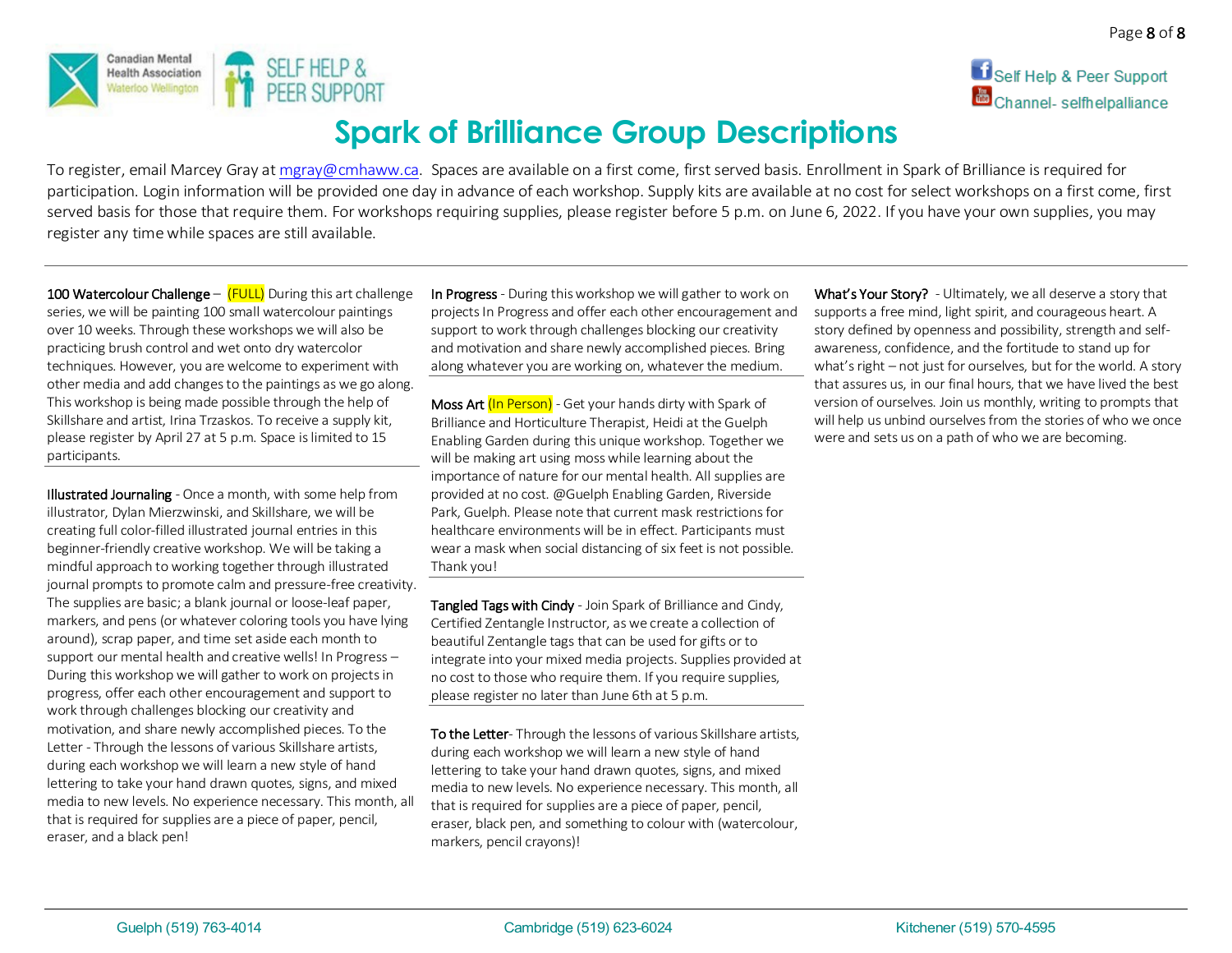Canadian Mental Health Association Waterloo Wellington | SELF HELP & PEER SUPPORT

Self Help & Peer Support
Channel- selfhelpalliance

# Spark of Brilliance Group Descriptions

To register, email Marcey Gray at mgray@cmhaww.ca. Spaces are available on a first come, first served basis. Enrollment in Spark of Brilliance is required for participation. Login information will be provided one day in advance of each workshop. Supply kits are available at no cost for select workshops on a first come, first served basis for those that require them. For workshops requiring supplies, please register before 5 p.m. on June 6, 2022. If you have your own supplies, you may register any time while spaces are still available.

---

**100 Watercolour Challenge** – (FULL) During this art challenge series, we will be painting 100 small watercolour paintings over 10 weeks. Through these workshops we will also be practicing brush control and wet onto dry watercolor techniques. However, you are welcome to experiment with other media and add changes to the paintings as we go along. This workshop is being made possible through the help of Skillshare and artist, Irina Trzaskos. To receive a supply kit, please register by April 27 at 5 p.m. Space is limited to 15 participants.

**Illustrated Journaling** - Once a month, with some help from illustrator, Dylan Mierzwinski, and Skillshare, we will be creating full color-filled illustrated journal entries in this beginner-friendly creative workshop. We will be taking a mindful approach to working together through illustrated journal prompts to promote calm and pressure-free creativity. The supplies are basic; a blank journal or loose-leaf paper, markers, and pens (or whatever coloring tools you have lying around), scrap paper, and time set aside each month to support our mental health and creative wells! In Progress – During this workshop we will gather to work on projects in progress, offer each other encouragement and support to work through challenges blocking our creativity and motivation, and share newly accomplished pieces. To the Letter - Through the lessons of various Skillshare artists, during each workshop we will learn a new style of hand lettering to take your hand drawn quotes, signs, and mixed media to new levels. No experience necessary. This month, all that is required for supplies are a piece of paper, pencil, eraser, and a black pen!

**In Progress** - During this workshop we will gather to work on projects In Progress and offer each other encouragement and support to work through challenges blocking our creativity and motivation and share newly accomplished pieces. Bring along whatever you are working on, whatever the medium.

**Moss Art** (In Person) - Get your hands dirty with Spark of Brilliance and Horticulture Therapist, Heidi at the Guelph Enabling Garden during this unique workshop. Together we will be making art using moss while learning about the importance of nature for our mental health. All supplies are provided at no cost. @Guelph Enabling Garden, Riverside Park, Guelph. Please note that current mask restrictions for healthcare environments will be in effect. Participants must wear a mask when social distancing of six feet is not possible. Thank you!

**Tangled Tags with Cindy** - Join Spark of Brilliance and Cindy, Certified Zentangle Instructor, as we create a collection of beautiful Zentangle tags that can be used for gifts or to integrate into your mixed media projects. Supplies provided at no cost to those who require them. If you require supplies, please register no later than June 6th at 5 p.m.

**To the Letter**- Through the lessons of various Skillshare artists, during each workshop we will learn a new style of hand lettering to take your hand drawn quotes, signs, and mixed media to new levels. No experience necessary. This month, all that is required for supplies are a piece of paper, pencil, eraser, black pen, and something to colour with (watercolour, markers, pencil crayons)!

**What's Your Story?** - Ultimately, we all deserve a story that supports a free mind, light spirit, and courageous heart. A story defined by openness and possibility, strength and self-awareness, confidence, and the fortitude to stand up for what's right – not just for ourselves, but for the world. A story that assures us, in our final hours, that we have lived the best version of ourselves. Join us monthly, writing to prompts that will help us unbind ourselves from the stories of who we once were and sets us on a path of who we are becoming.

---

Guelph (519) 763-4014 | Cambridge (519) 623-6024 | Kitchener (519) 570-4595